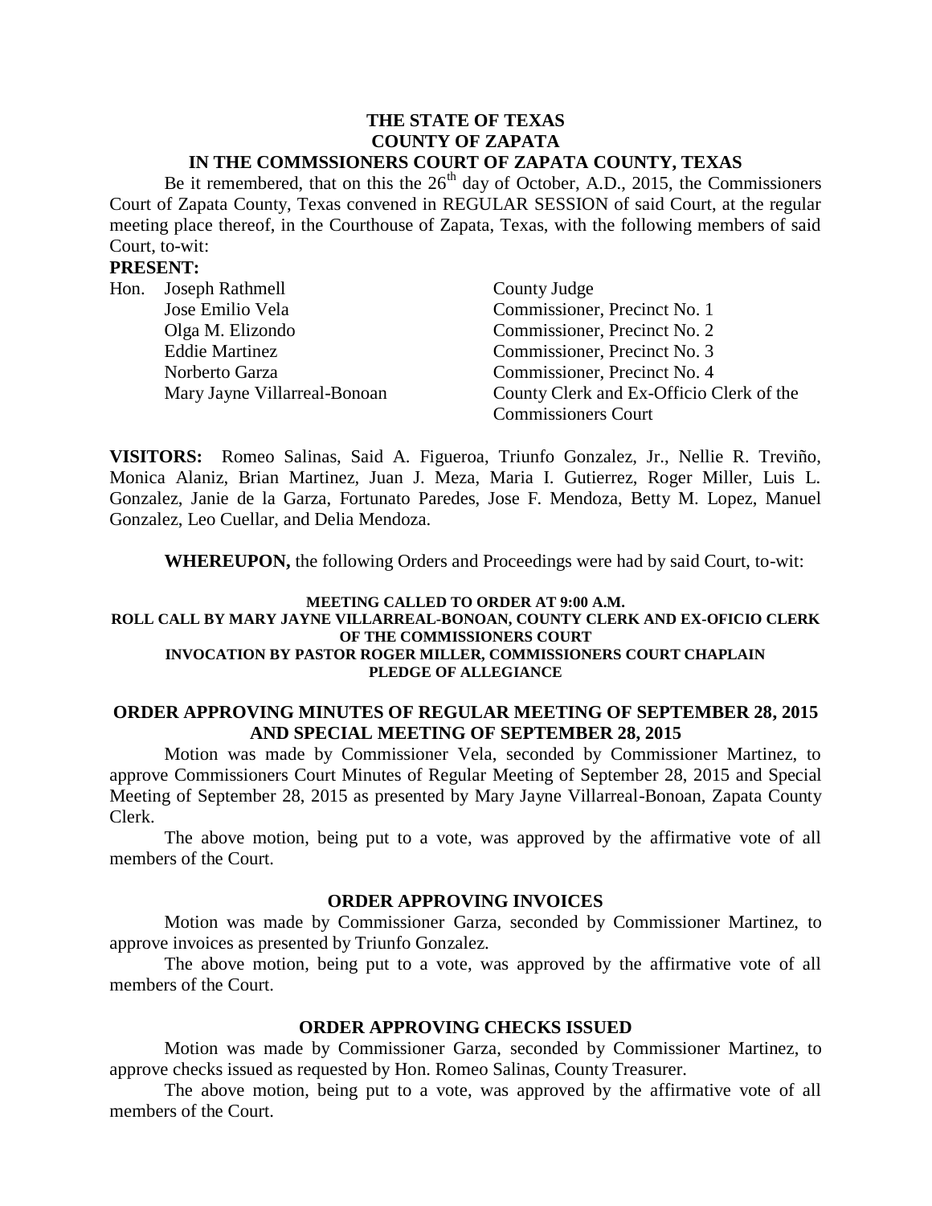**THE STATE OF TEXAS**
**COUNTY OF ZAPATA**
**IN THE COMMSSIONERS COURT OF ZAPATA COUNTY, TEXAS**

Be it remembered, that on this the 26th day of October, A.D., 2015, the Commissioners Court of Zapata County, Texas convened in REGULAR SESSION of said Court, at the regular meeting place thereof, in the Courthouse of Zapata, Texas, with the following members of said Court, to-wit:

**PRESENT:**

| | | |
|---|---|---|
| Hon. | Joseph Rathmell | County Judge |
| | Jose Emilio Vela | Commissioner, Precinct No. 1 |
| | Olga M. Elizondo | Commissioner, Precinct No. 2 |
| | Eddie Martinez | Commissioner, Precinct No. 3 |
| | Norberto Garza | Commissioner, Precinct No. 4 |
| | Mary Jayne Villarreal-Bonoan | County Clerk and Ex-Officio Clerk of the Commissioners Court |

**VISITORS:** Romeo Salinas, Said A. Figueroa, Triunfo Gonzalez, Jr., Nellie R. Treviño, Monica Alaniz, Brian Martinez, Juan J. Meza, Maria I. Gutierrez, Roger Miller, Luis L. Gonzalez, Janie de la Garza, Fortunato Paredes, Jose F. Mendoza, Betty M. Lopez, Manuel Gonzalez, Leo Cuellar, and Delia Mendoza.

**WHEREUPON,** the following Orders and Proceedings were had by said Court, to-wit:

**MEETING CALLED TO ORDER AT 9:00 A.M.**
**ROLL CALL BY MARY JAYNE VILLARREAL-BONOAN, COUNTY CLERK AND EX-OFICIO CLERK OF THE COMMISSIONERS COURT**
**INVOCATION BY PASTOR ROGER MILLER, COMMISSIONERS COURT CHAPLAIN**
**PLEDGE OF ALLEGIANCE**

## ORDER APPROVING MINUTES OF REGULAR MEETING OF SEPTEMBER 28, 2015 AND SPECIAL MEETING OF SEPTEMBER 28, 2015

Motion was made by Commissioner Vela, seconded by Commissioner Martinez, to approve Commissioners Court Minutes of Regular Meeting of September 28, 2015 and Special Meeting of September 28, 2015 as presented by Mary Jayne Villarreal-Bonoan, Zapata County Clerk.

The above motion, being put to a vote, was approved by the affirmative vote of all members of the Court.

## ORDER APPROVING INVOICES

Motion was made by Commissioner Garza, seconded by Commissioner Martinez, to approve invoices as presented by Triunfo Gonzalez.

The above motion, being put to a vote, was approved by the affirmative vote of all members of the Court.

## ORDER APPROVING CHECKS ISSUED

Motion was made by Commissioner Garza, seconded by Commissioner Martinez, to approve checks issued as requested by Hon. Romeo Salinas, County Treasurer.

The above motion, being put to a vote, was approved by the affirmative vote of all members of the Court.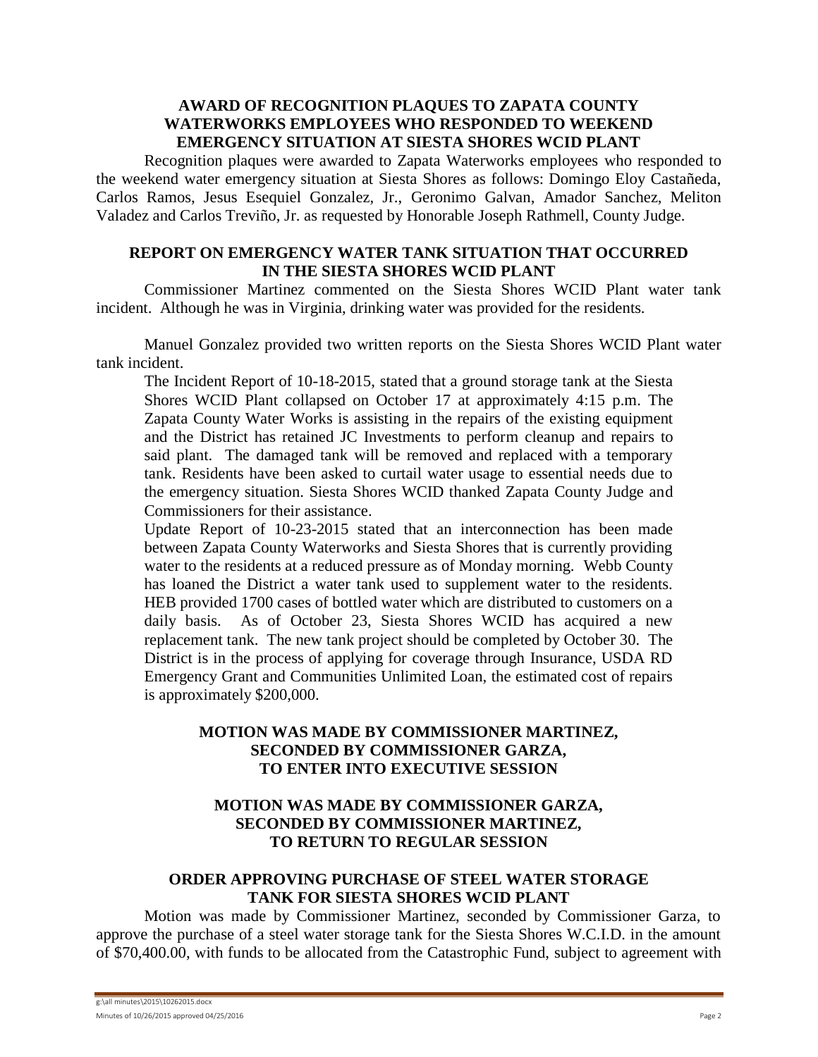### AWARD OF RECOGNITION PLAQUES TO ZAPATA COUNTY WATERWORKS EMPLOYEES WHO RESPONDED TO WEEKEND EMERGENCY SITUATION AT SIESTA SHORES WCID PLANT

Recognition plaques were awarded to Zapata Waterworks employees who responded to the weekend water emergency situation at Siesta Shores as follows: Domingo Eloy Castañeda, Carlos Ramos, Jesus Esequiel Gonzalez, Jr., Geronimo Galvan, Amador Sanchez, Meliton Valadez and Carlos Treviño, Jr. as requested by Honorable Joseph Rathmell, County Judge.

### REPORT ON EMERGENCY WATER TANK SITUATION THAT OCCURRED IN THE SIESTA SHORES WCID PLANT

Commissioner Martinez commented on the Siesta Shores WCID Plant water tank incident. Although he was in Virginia, drinking water was provided for the residents.

Manuel Gonzalez provided two written reports on the Siesta Shores WCID Plant water tank incident.

> The Incident Report of 10-18-2015, stated that a ground storage tank at the Siesta Shores WCID Plant collapsed on October 17 at approximately 4:15 p.m. The Zapata County Water Works is assisting in the repairs of the existing equipment and the District has retained JC Investments to perform cleanup and repairs to said plant. The damaged tank will be removed and replaced with a temporary tank. Residents have been asked to curtail water usage to essential needs due to the emergency situation. Siesta Shores WCID thanked Zapata County Judge and Commissioners for their assistance.
>
> Update Report of 10-23-2015 stated that an interconnection has been made between Zapata County Waterworks and Siesta Shores that is currently providing water to the residents at a reduced pressure as of Monday morning. Webb County has loaned the District a water tank used to supplement water to the residents. HEB provided 1700 cases of bottled water which are distributed to customers on a daily basis. As of October 23, Siesta Shores WCID has acquired a new replacement tank. The new tank project should be completed by October 30. The District is in the process of applying for coverage through Insurance, USDA RD Emergency Grant and Communities Unlimited Loan, the estimated cost of repairs is approximately $200,000.

### MOTION WAS MADE BY COMMISSIONER MARTINEZ, SECONDED BY COMMISSIONER GARZA, TO ENTER INTO EXECUTIVE SESSION

### MOTION WAS MADE BY COMMISSIONER GARZA, SECONDED BY COMMISSIONER MARTINEZ, TO RETURN TO REGULAR SESSION

### ORDER APPROVING PURCHASE OF STEEL WATER STORAGE TANK FOR SIESTA SHORES WCID PLANT

Motion was made by Commissioner Martinez, seconded by Commissioner Garza, to approve the purchase of a steel water storage tank for the Siesta Shores W.C.I.D. in the amount of $70,400.00, with funds to be allocated from the Catastrophic Fund, subject to agreement with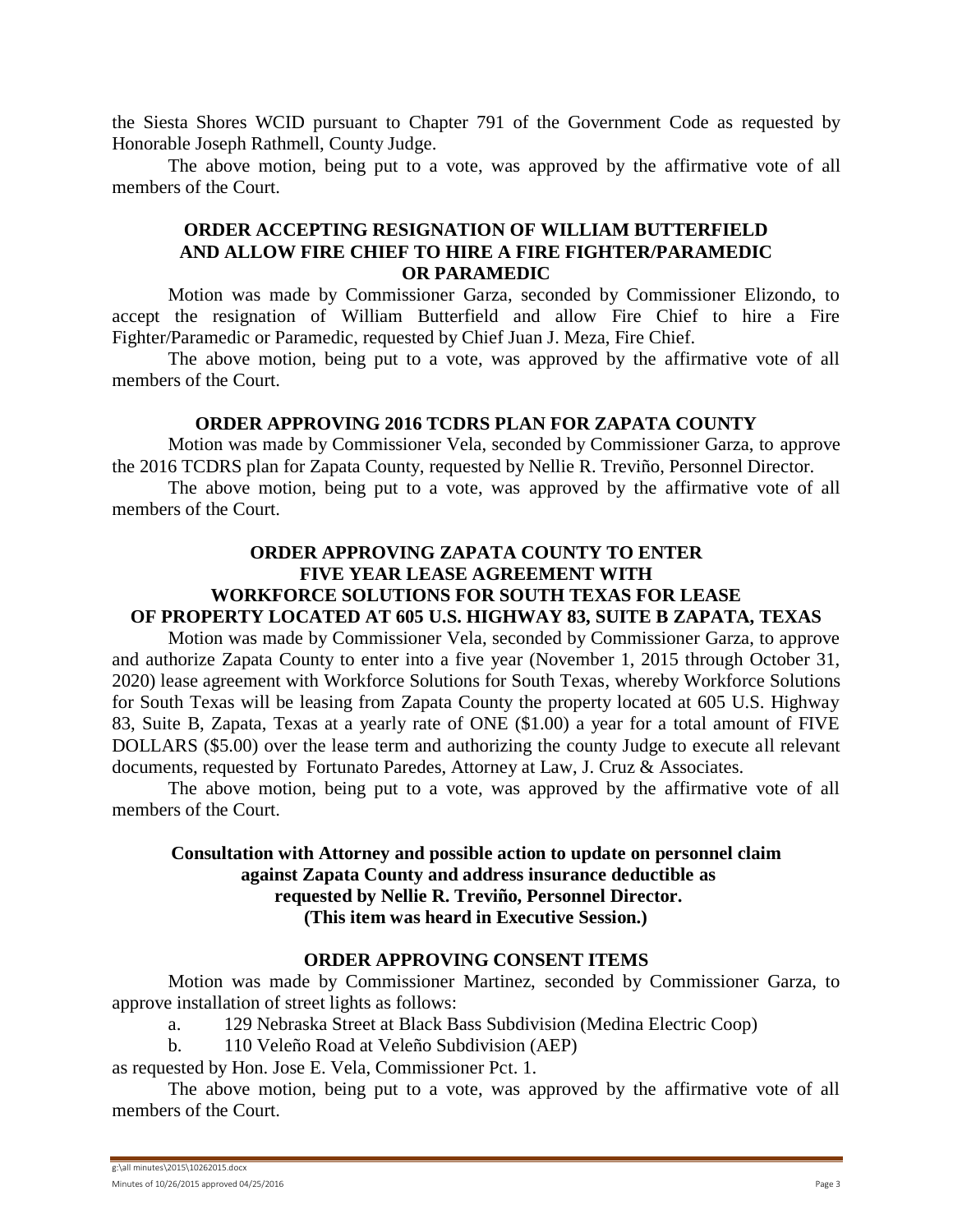the Siesta Shores WCID pursuant to Chapter 791 of the Government Code as requested by Honorable Joseph Rathmell, County Judge.

The above motion, being put to a vote, was approved by the affirmative vote of all members of the Court.

**ORDER ACCEPTING RESIGNATION OF WILLIAM BUTTERFIELD AND ALLOW FIRE CHIEF TO HIRE A FIRE FIGHTER/PARAMEDIC OR PARAMEDIC**

Motion was made by Commissioner Garza, seconded by Commissioner Elizondo, to accept the resignation of William Butterfield and allow Fire Chief to hire a Fire Fighter/Paramedic or Paramedic, requested by Chief Juan J. Meza, Fire Chief.

The above motion, being put to a vote, was approved by the affirmative vote of all members of the Court.

**ORDER APPROVING 2016 TCDRS PLAN FOR ZAPATA COUNTY**

Motion was made by Commissioner Vela, seconded by Commissioner Garza, to approve the 2016 TCDRS plan for Zapata County, requested by Nellie R. Treviño, Personnel Director.

The above motion, being put to a vote, was approved by the affirmative vote of all members of the Court.

**ORDER APPROVING ZAPATA COUNTY TO ENTER FIVE YEAR LEASE AGREEMENT WITH WORKFORCE SOLUTIONS FOR SOUTH TEXAS FOR LEASE OF PROPERTY LOCATED AT 605 U.S. HIGHWAY 83, SUITE B ZAPATA, TEXAS**

Motion was made by Commissioner Vela, seconded by Commissioner Garza, to approve and authorize Zapata County to enter into a five year (November 1, 2015 through October 31, 2020) lease agreement with Workforce Solutions for South Texas, whereby Workforce Solutions for South Texas will be leasing from Zapata County the property located at 605 U.S. Highway 83, Suite B, Zapata, Texas at a yearly rate of ONE ($1.00) a year for a total amount of FIVE DOLLARS ($5.00) over the lease term and authorizing the county Judge to execute all relevant documents, requested by Fortunato Paredes, Attorney at Law, J. Cruz & Associates.

The above motion, being put to a vote, was approved by the affirmative vote of all members of the Court.

**Consultation with Attorney and possible action to update on personnel claim against Zapata County and address insurance deductible as requested by Nellie R. Treviño, Personnel Director. (This item was heard in Executive Session.)**

**ORDER APPROVING CONSENT ITEMS**

Motion was made by Commissioner Martinez, seconded by Commissioner Garza, to approve installation of street lights as follows:

a. 129 Nebraska Street at Black Bass Subdivision (Medina Electric Coop)

b. 110 Veleño Road at Veleño Subdivision (AEP)

as requested by Hon. Jose E. Vela, Commissioner Pct. 1.

The above motion, being put to a vote, was approved by the affirmative vote of all members of the Court.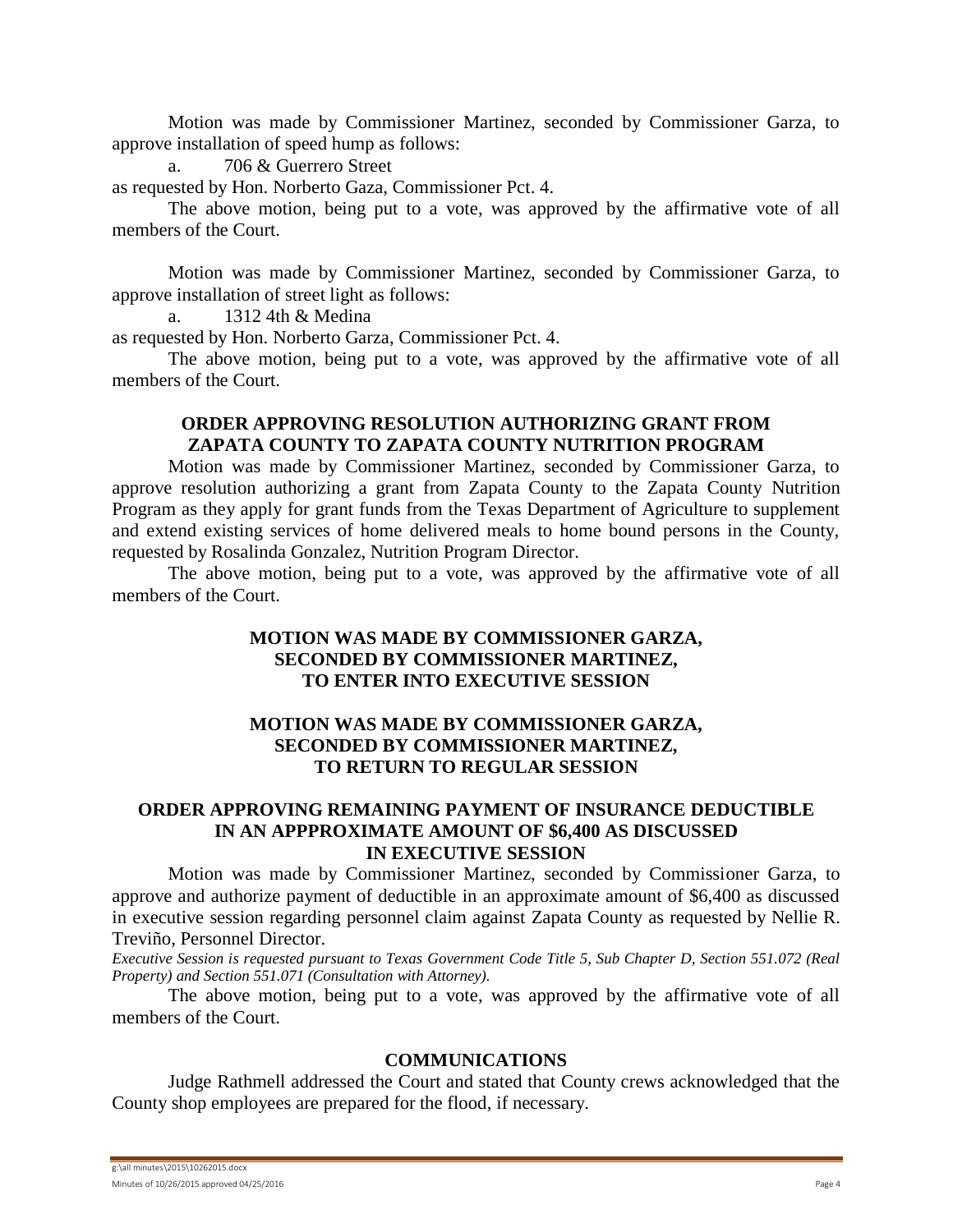Motion was made by Commissioner Martinez, seconded by Commissioner Garza, to approve installation of speed hump as follows:

a. 706 & Guerrero Street

as requested by Hon. Norberto Gaza, Commissioner Pct. 4.

The above motion, being put to a vote, was approved by the affirmative vote of all members of the Court.

Motion was made by Commissioner Martinez, seconded by Commissioner Garza, to approve installation of street light as follows:

a. 1312 4th & Medina

as requested by Hon. Norberto Garza, Commissioner Pct. 4.

The above motion, being put to a vote, was approved by the affirmative vote of all members of the Court.

**ORDER APPROVING RESOLUTION AUTHORIZING GRANT FROM ZAPATA COUNTY TO ZAPATA COUNTY NUTRITION PROGRAM**

Motion was made by Commissioner Martinez, seconded by Commissioner Garza, to approve resolution authorizing a grant from Zapata County to the Zapata County Nutrition Program as they apply for grant funds from the Texas Department of Agriculture to supplement and extend existing services of home delivered meals to home bound persons in the County, requested by Rosalinda Gonzalez, Nutrition Program Director.

The above motion, being put to a vote, was approved by the affirmative vote of all members of the Court.

**MOTION WAS MADE BY COMMISSIONER GARZA, SECONDED BY COMMISSIONER MARTINEZ, TO ENTER INTO EXECUTIVE SESSION**

**MOTION WAS MADE BY COMMISSIONER GARZA, SECONDED BY COMMISSIONER MARTINEZ, TO RETURN TO REGULAR SESSION**

**ORDER APPROVING REMAINING PAYMENT OF INSURANCE DEDUCTIBLE IN AN APPPROXIMATE AMOUNT OF $6,400 AS DISCUSSED IN EXECUTIVE SESSION**

Motion was made by Commissioner Martinez, seconded by Commissioner Garza, to approve and authorize payment of deductible in an approximate amount of $6,400 as discussed in executive session regarding personnel claim against Zapata County as requested by Nellie R. Treviño, Personnel Director.

*Executive Session is requested pursuant to Texas Government Code Title 5, Sub Chapter D, Section 551.072 (Real Property) and Section 551.071 (Consultation with Attorney).*

The above motion, being put to a vote, was approved by the affirmative vote of all members of the Court.

**COMMUNICATIONS**

Judge Rathmell addressed the Court and stated that County crews acknowledged that the County shop employees are prepared for the flood, if necessary.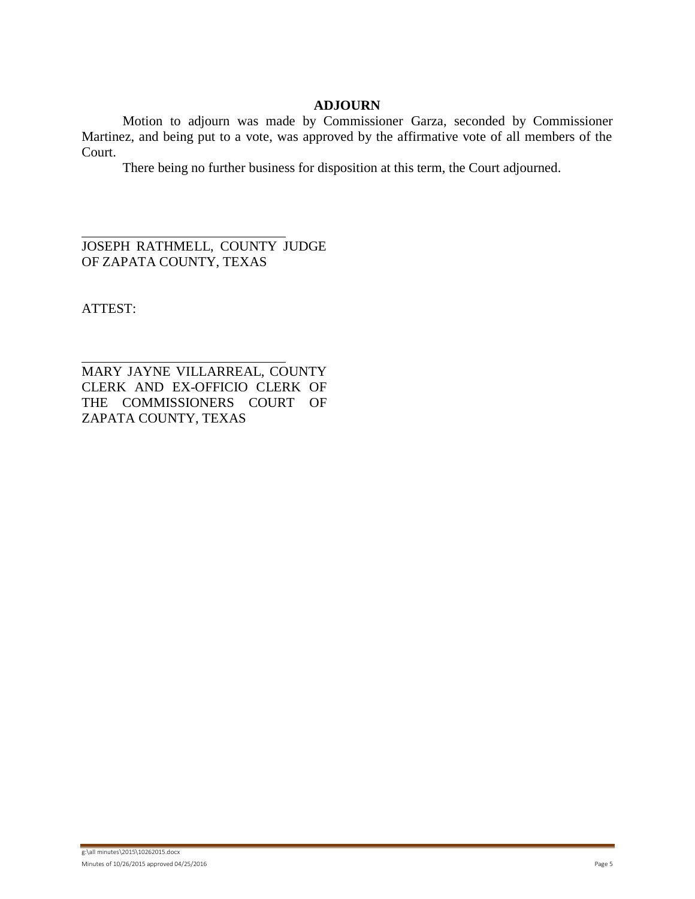**ADJOURN**

Motion to adjourn was made by Commissioner Garza, seconded by Commissioner Martinez, and being put to a vote, was approved by the affirmative vote of all members of the Court.

There being no further business for disposition at this term, the Court adjourned.

\_\_\_\_\_\_\_\_\_\_\_\_\_\_\_\_\_\_\_\_\_\_\_\_\_\_\_\_\_\_

JOSEPH RATHMELL, COUNTY JUDGE OF ZAPATA COUNTY, TEXAS

ATTEST:

\_\_\_\_\_\_\_\_\_\_\_\_\_\_\_\_\_\_\_\_\_\_\_\_\_\_\_\_\_\_

MARY JAYNE VILLARREAL, COUNTY CLERK AND EX-OFFICIO CLERK OF THE COMMISSIONERS COURT OF ZAPATA COUNTY, TEXAS